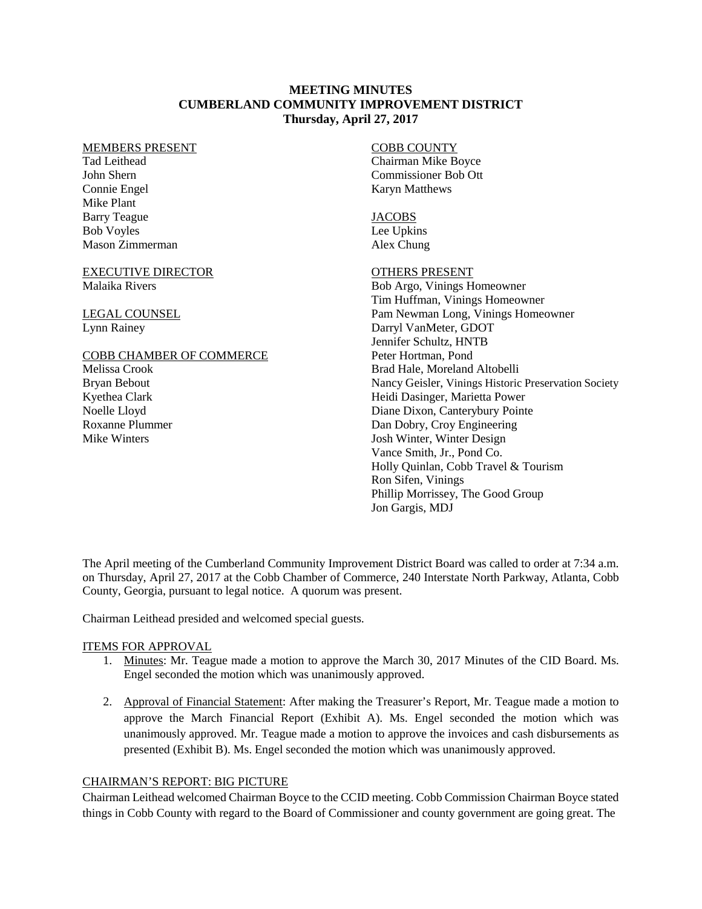# MEETING MINUTES
# CUMBERLAND COMMUNITY IMPROVEMENT DISTRICT
## Thursday, April 27, 2017

MEMBERS PRESENT
Tad Leithead
John Shern
Connie Engel
Mike Plant
Barry Teague
Bob Voyles
Mason Zimmerman

EXECUTIVE DIRECTOR
Malaika Rivers

LEGAL COUNSEL
Lynn Rainey

COBB CHAMBER OF COMMERCE
Melissa Crook
Bryan Bebout
Kyethea Clark
Noelle Lloyd
Roxanne Plummer
Mike Winters

COBB COUNTY
Chairman Mike Boyce
Commissioner Bob Ott
Karyn Matthews

JACOBS
Lee Upkins
Alex Chung

OTHERS PRESENT
Bob Argo, Vinings Homeowner
Tim Huffman, Vinings Homeowner
Pam Newman Long, Vinings Homeowner
Darryl VanMeter, GDOT
Jennifer Schultz, HNTB
Peter Hortman, Pond
Brad Hale, Moreland Altobelli
Nancy Geisler, Vinings Historic Preservation Society
Heidi Dasinger, Marietta Power
Diane Dixon, Canterbury Pointe
Dan Dobry, Croy Engineering
Josh Winter, Winter Design
Vance Smith, Jr., Pond Co.
Holly Quinlan, Cobb Travel & Tourism
Ron Sifen, Vinings
Phillip Morrissey, The Good Group
Jon Gargis, MDJ

The April meeting of the Cumberland Community Improvement District Board was called to order at 7:34 a.m. on Thursday, April 27, 2017 at the Cobb Chamber of Commerce, 240 Interstate North Parkway, Atlanta, Cobb County, Georgia, pursuant to legal notice. A quorum was present.

Chairman Leithead presided and welcomed special guests.

ITEMS FOR APPROVAL

1. Minutes: Mr. Teague made a motion to approve the March 30, 2017 Minutes of the CID Board. Ms. Engel seconded the motion which was unanimously approved.

2. Approval of Financial Statement: After making the Treasurer's Report, Mr. Teague made a motion to approve the March Financial Report (Exhibit A). Ms. Engel seconded the motion which was unanimously approved. Mr. Teague made a motion to approve the invoices and cash disbursements as presented (Exhibit B). Ms. Engel seconded the motion which was unanimously approved.

CHAIRMAN'S REPORT: BIG PICTURE

Chairman Leithead welcomed Chairman Boyce to the CCID meeting. Cobb Commission Chairman Boyce stated things in Cobb County with regard to the Board of Commissioner and county government are going great. The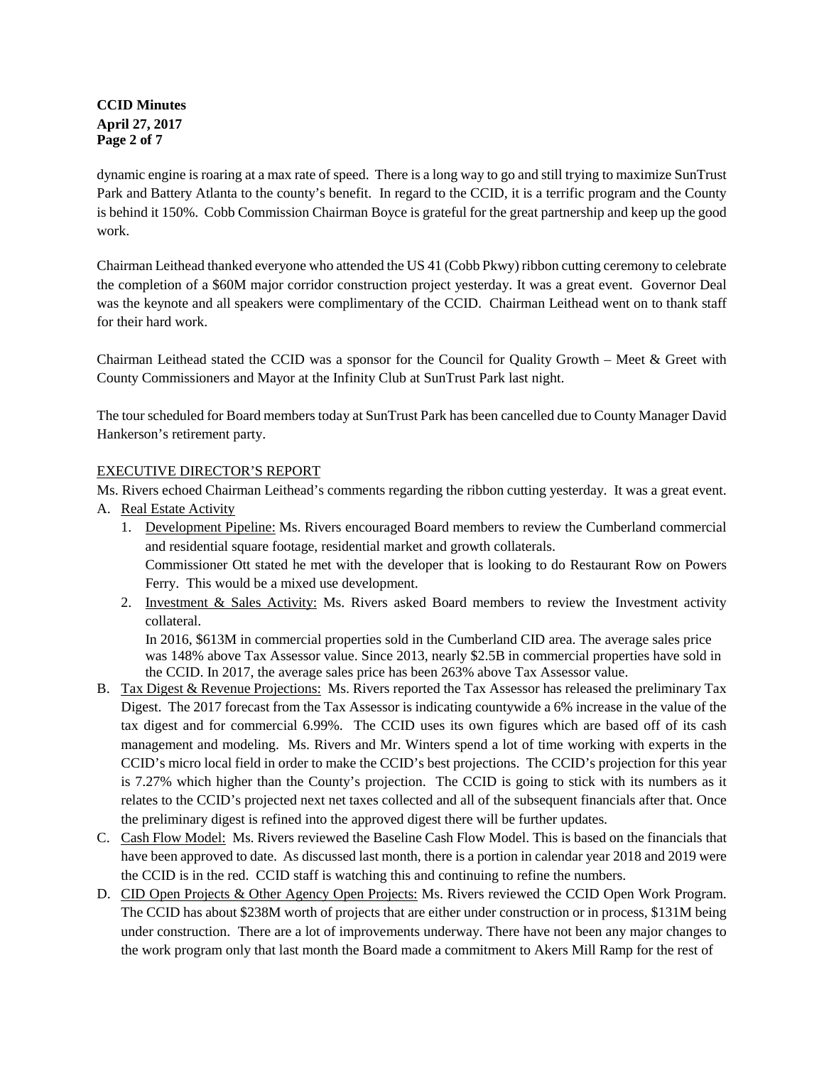dynamic engine is roaring at a max rate of speed. There is a long way to go and still trying to maximize SunTrust Park and Battery Atlanta to the county's benefit. In regard to the CCID, it is a terrific program and the County is behind it 150%. Cobb Commission Chairman Boyce is grateful for the great partnership and keep up the good work.

Chairman Leithead thanked everyone who attended the US 41 (Cobb Pkwy) ribbon cutting ceremony to celebrate the completion of a $60M major corridor construction project yesterday. It was a great event. Governor Deal was the keynote and all speakers were complimentary of the CCID. Chairman Leithead went on to thank staff for their hard work.

Chairman Leithead stated the CCID was a sponsor for the Council for Quality Growth – Meet & Greet with County Commissioners and Mayor at the Infinity Club at SunTrust Park last night.

The tour scheduled for Board members today at SunTrust Park has been cancelled due to County Manager David Hankerson's retirement party.

EXECUTIVE DIRECTOR'S REPORT

Ms. Rivers echoed Chairman Leithead's comments regarding the ribbon cutting yesterday. It was a great event.

A. Real Estate Activity
   1. Development Pipeline: Ms. Rivers encouraged Board members to review the Cumberland commercial and residential square footage, residential market and growth collaterals.
      Commissioner Ott stated he met with the developer that is looking to do Restaurant Row on Powers Ferry. This would be a mixed use development.
   2. Investment & Sales Activity: Ms. Rivers asked Board members to review the Investment activity collateral.
      In 2016, $613M in commercial properties sold in the Cumberland CID area. The average sales price was 148% above Tax Assessor value. Since 2013, nearly $2.5B in commercial properties have sold in the CCID. In 2017, the average sales price has been 263% above Tax Assessor value.

B. Tax Digest & Revenue Projections: Ms. Rivers reported the Tax Assessor has released the preliminary Tax Digest. The 2017 forecast from the Tax Assessor is indicating countywide a 6% increase in the value of the tax digest and for commercial 6.99%. The CCID uses its own figures which are based off of its cash management and modeling. Ms. Rivers and Mr. Winters spend a lot of time working with experts in the CCID's micro local field in order to make the CCID's best projections. The CCID's projection for this year is 7.27% which higher than the County's projection. The CCID is going to stick with its numbers as it relates to the CCID's projected next net taxes collected and all of the subsequent financials after that. Once the preliminary digest is refined into the approved digest there will be further updates.

C. Cash Flow Model: Ms. Rivers reviewed the Baseline Cash Flow Model. This is based on the financials that have been approved to date. As discussed last month, there is a portion in calendar year 2018 and 2019 were the CCID is in the red. CCID staff is watching this and continuing to refine the numbers.

D. CID Open Projects & Other Agency Open Projects: Ms. Rivers reviewed the CCID Open Work Program. The CCID has about $238M worth of projects that are either under construction or in process, $131M being under construction. There are a lot of improvements underway. There have not been any major changes to the work program only that last month the Board made a commitment to Akers Mill Ramp for the rest of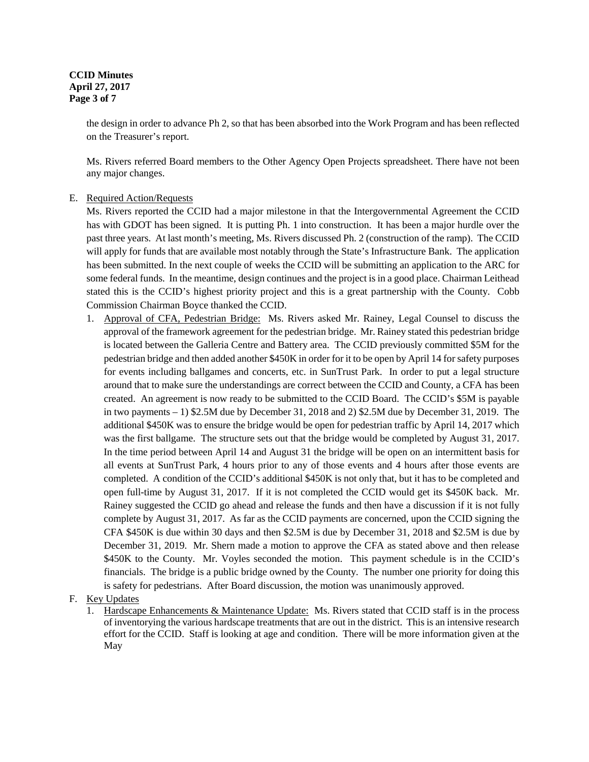the design in order to advance Ph 2, so that has been absorbed into the Work Program and has been reflected on the Treasurer's report.

Ms. Rivers referred Board members to the Other Agency Open Projects spreadsheet. There have not been any major changes.

E. Required Action/Requests

Ms. Rivers reported the CCID had a major milestone in that the Intergovernmental Agreement the CCID has with GDOT has been signed. It is putting Ph. 1 into construction. It has been a major hurdle over the past three years. At last month's meeting, Ms. Rivers discussed Ph. 2 (construction of the ramp). The CCID will apply for funds that are available most notably through the State's Infrastructure Bank. The application has been submitted. In the next couple of weeks the CCID will be submitting an application to the ARC for some federal funds. In the meantime, design continues and the project is in a good place. Chairman Leithead stated this is the CCID's highest priority project and this is a great partnership with the County. Cobb Commission Chairman Boyce thanked the CCID.

1. Approval of CFA, Pedestrian Bridge: Ms. Rivers asked Mr. Rainey, Legal Counsel to discuss the approval of the framework agreement for the pedestrian bridge. Mr. Rainey stated this pedestrian bridge is located between the Galleria Centre and Battery area. The CCID previously committed $5M for the pedestrian bridge and then added another $450K in order for it to be open by April 14 for safety purposes for events including ballgames and concerts, etc. in SunTrust Park. In order to put a legal structure around that to make sure the understandings are correct between the CCID and County, a CFA has been created. An agreement is now ready to be submitted to the CCID Board. The CCID's $5M is payable in two payments – 1) $2.5M due by December 31, 2018 and 2) $2.5M due by December 31, 2019. The additional $450K was to ensure the bridge would be open for pedestrian traffic by April 14, 2017 which was the first ballgame. The structure sets out that the bridge would be completed by August 31, 2017. In the time period between April 14 and August 31 the bridge will be open on an intermittent basis for all events at SunTrust Park, 4 hours prior to any of those events and 4 hours after those events are completed. A condition of the CCID's additional $450K is not only that, but it has to be completed and open full-time by August 31, 2017. If it is not completed the CCID would get its $450K back. Mr. Rainey suggested the CCID go ahead and release the funds and then have a discussion if it is not fully complete by August 31, 2017. As far as the CCID payments are concerned, upon the CCID signing the CFA $450K is due within 30 days and then $2.5M is due by December 31, 2018 and $2.5M is due by December 31, 2019. Mr. Shern made a motion to approve the CFA as stated above and then release $450K to the County. Mr. Voyles seconded the motion. This payment schedule is in the CCID's financials. The bridge is a public bridge owned by the County. The number one priority for doing this is safety for pedestrians. After Board discussion, the motion was unanimously approved.

F. Key Updates

1. Hardscape Enhancements & Maintenance Update: Ms. Rivers stated that CCID staff is in the process of inventorying the various hardscape treatments that are out in the district. This is an intensive research effort for the CCID. Staff is looking at age and condition. There will be more information given at the May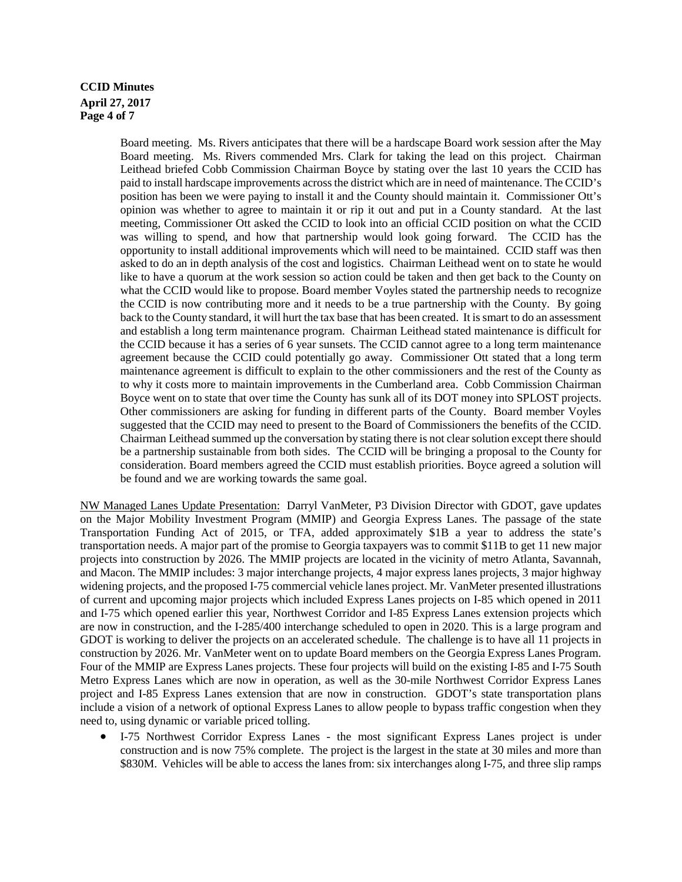Board meeting. Ms. Rivers anticipates that there will be a hardscape Board work session after the May Board meeting. Ms. Rivers commended Mrs. Clark for taking the lead on this project. Chairman Leithead briefed Cobb Commission Chairman Boyce by stating over the last 10 years the CCID has paid to install hardscape improvements across the district which are in need of maintenance. The CCID's position has been we were paying to install it and the County should maintain it. Commissioner Ott's opinion was whether to agree to maintain it or rip it out and put in a County standard. At the last meeting, Commissioner Ott asked the CCID to look into an official CCID position on what the CCID was willing to spend, and how that partnership would look going forward. The CCID has the opportunity to install additional improvements which will need to be maintained. CCID staff was then asked to do an in depth analysis of the cost and logistics. Chairman Leithead went on to state he would like to have a quorum at the work session so action could be taken and then get back to the County on what the CCID would like to propose. Board member Voyles stated the partnership needs to recognize the CCID is now contributing more and it needs to be a true partnership with the County. By going back to the County standard, it will hurt the tax base that has been created. It is smart to do an assessment and establish a long term maintenance program. Chairman Leithead stated maintenance is difficult for the CCID because it has a series of 6 year sunsets. The CCID cannot agree to a long term maintenance agreement because the CCID could potentially go away. Commissioner Ott stated that a long term maintenance agreement is difficult to explain to the other commissioners and the rest of the County as to why it costs more to maintain improvements in the Cumberland area. Cobb Commission Chairman Boyce went on to state that over time the County has sunk all of its DOT money into SPLOST projects. Other commissioners are asking for funding in different parts of the County. Board member Voyles suggested that the CCID may need to present to the Board of Commissioners the benefits of the CCID. Chairman Leithead summed up the conversation by stating there is not clear solution except there should be a partnership sustainable from both sides. The CCID will be bringing a proposal to the County for consideration. Board members agreed the CCID must establish priorities. Boyce agreed a solution will be found and we are working towards the same goal.

<u>NW Managed Lanes Update Presentation:</u> Darryl VanMeter, P3 Division Director with GDOT, gave updates on the Major Mobility Investment Program (MMIP) and Georgia Express Lanes. The passage of the state Transportation Funding Act of 2015, or TFA, added approximately $1B a year to address the state's transportation needs. A major part of the promise to Georgia taxpayers was to commit $11B to get 11 new major projects into construction by 2026. The MMIP projects are located in the vicinity of metro Atlanta, Savannah, and Macon. The MMIP includes: 3 major interchange projects, 4 major express lanes projects, 3 major highway widening projects, and the proposed I-75 commercial vehicle lanes project. Mr. VanMeter presented illustrations of current and upcoming major projects which included Express Lanes projects on I-85 which opened in 2011 and I-75 which opened earlier this year, Northwest Corridor and I-85 Express Lanes extension projects which are now in construction, and the I-285/400 interchange scheduled to open in 2020. This is a large program and GDOT is working to deliver the projects on an accelerated schedule. The challenge is to have all 11 projects in construction by 2026. Mr. VanMeter went on to update Board members on the Georgia Express Lanes Program. Four of the MMIP are Express Lanes projects. These four projects will build on the existing I-85 and I-75 South Metro Express Lanes which are now in operation, as well as the 30-mile Northwest Corridor Express Lanes project and I-85 Express Lanes extension that are now in construction. GDOT's state transportation plans include a vision of a network of optional Express Lanes to allow people to bypass traffic congestion when they need to, using dynamic or variable priced tolling.

- I-75 Northwest Corridor Express Lanes - the most significant Express Lanes project is under construction and is now 75% complete. The project is the largest in the state at 30 miles and more than $830M. Vehicles will be able to access the lanes from: six interchanges along I-75, and three slip ramps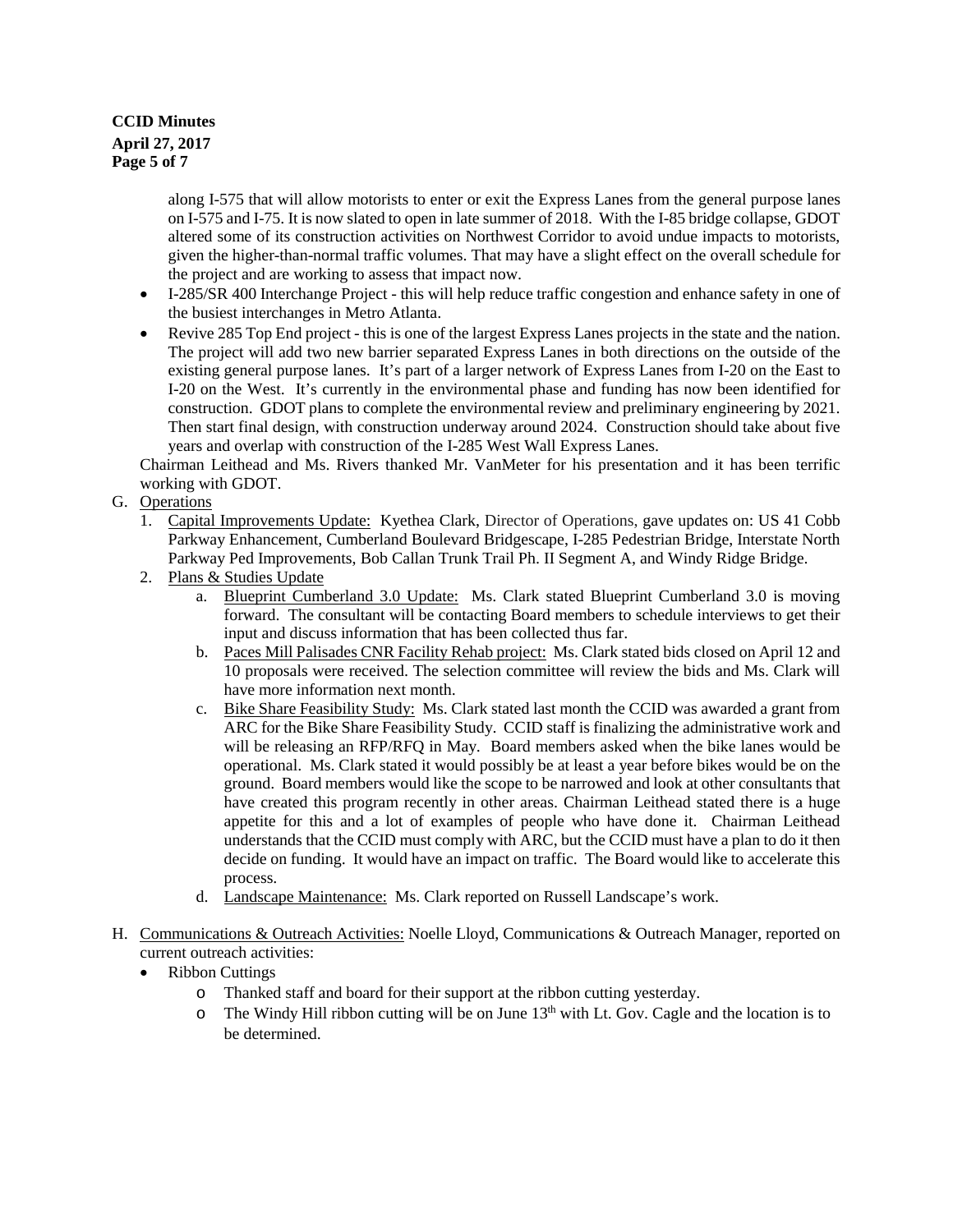along I-575 that will allow motorists to enter or exit the Express Lanes from the general purpose lanes on I-575 and I-75. It is now slated to open in late summer of 2018. With the I-85 bridge collapse, GDOT altered some of its construction activities on Northwest Corridor to avoid undue impacts to motorists, given the higher-than-normal traffic volumes. That may have a slight effect on the overall schedule for the project and are working to assess that impact now.

- I-285/SR 400 Interchange Project - this will help reduce traffic congestion and enhance safety in one of the busiest interchanges in Metro Atlanta.
- Revive 285 Top End project - this is one of the largest Express Lanes projects in the state and the nation. The project will add two new barrier separated Express Lanes in both directions on the outside of the existing general purpose lanes. It's part of a larger network of Express Lanes from I-20 on the East to I-20 on the West. It's currently in the environmental phase and funding has now been identified for construction. GDOT plans to complete the environmental review and preliminary engineering by 2021. Then start final design, with construction underway around 2024. Construction should take about five years and overlap with construction of the I-285 West Wall Express Lanes.

Chairman Leithead and Ms. Rivers thanked Mr. VanMeter for his presentation and it has been terrific working with GDOT.

G. Operations
   1. Capital Improvements Update: Kyethea Clark, Director of Operations, gave updates on: US 41 Cobb Parkway Enhancement, Cumberland Boulevard Bridgescape, I-285 Pedestrian Bridge, Interstate North Parkway Ped Improvements, Bob Callan Trunk Trail Ph. II Segment A, and Windy Ridge Bridge.
   2. Plans & Studies Update
      a. Blueprint Cumberland 3.0 Update: Ms. Clark stated Blueprint Cumberland 3.0 is moving forward. The consultant will be contacting Board members to schedule interviews to get their input and discuss information that has been collected thus far.
      b. Paces Mill Palisades CNR Facility Rehab project: Ms. Clark stated bids closed on April 12 and 10 proposals were received. The selection committee will review the bids and Ms. Clark will have more information next month.
      c. Bike Share Feasibility Study: Ms. Clark stated last month the CCID was awarded a grant from ARC for the Bike Share Feasibility Study. CCID staff is finalizing the administrative work and will be releasing an RFP/RFQ in May. Board members asked when the bike lanes would be operational. Ms. Clark stated it would possibly be at least a year before bikes would be on the ground. Board members would like the scope to be narrowed and look at other consultants that have created this program recently in other areas. Chairman Leithead stated there is a huge appetite for this and a lot of examples of people who have done it. Chairman Leithead understands that the CCID must comply with ARC, but the CCID must have a plan to do it then decide on funding. It would have an impact on traffic. The Board would like to accelerate this process.
      d. Landscape Maintenance: Ms. Clark reported on Russell Landscape's work.

H. Communications & Outreach Activities: Noelle Lloyd, Communications & Outreach Manager, reported on current outreach activities:
   - Ribbon Cuttings
     - Thanked staff and board for their support at the ribbon cutting yesterday.
     - The Windy Hill ribbon cutting will be on June 13th with Lt. Gov. Cagle and the location is to be determined.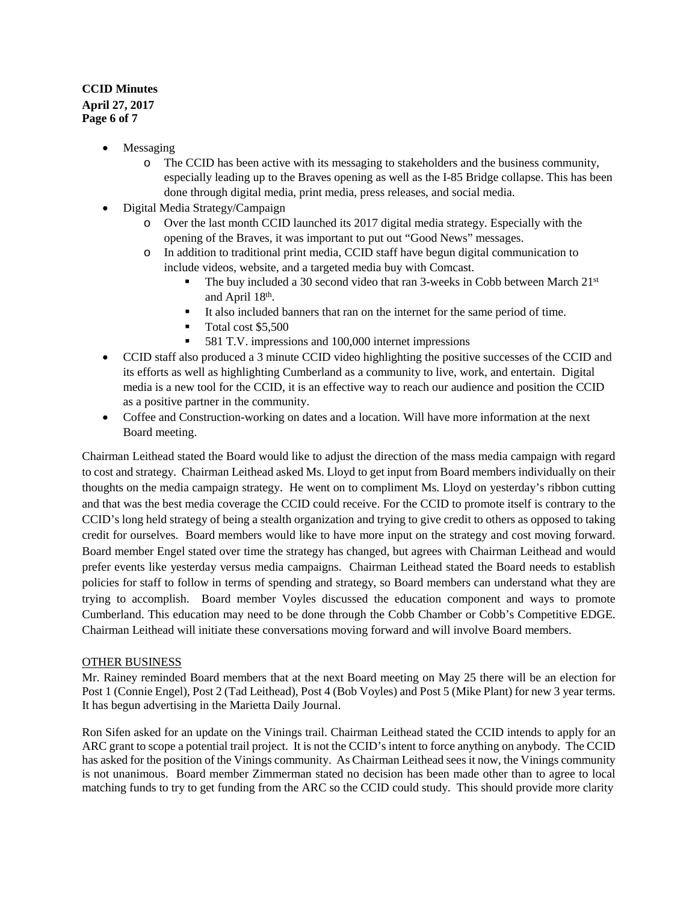- Messaging
  - The CCID has been active with its messaging to stakeholders and the business community, especially leading up to the Braves opening as well as the I-85 Bridge collapse. This has been done through digital media, print media, press releases, and social media.
- Digital Media Strategy/Campaign
  - Over the last month CCID launched its 2017 digital media strategy. Especially with the opening of the Braves, it was important to put out "Good News" messages.
  - In addition to traditional print media, CCID staff have begun digital communication to include videos, website, and a targeted media buy with Comcast.
    - The buy included a 30 second video that ran 3-weeks in Cobb between March 21st and April 18th.
    - It also included banners that ran on the internet for the same period of time.
    - Total cost $5,500
    - 581 T.V. impressions and 100,000 internet impressions
- CCID staff also produced a 3 minute CCID video highlighting the positive successes of the CCID and its efforts as well as highlighting Cumberland as a community to live, work, and entertain. Digital media is a new tool for the CCID, it is an effective way to reach our audience and position the CCID as a positive partner in the community.
- Coffee and Construction-working on dates and a location. Will have more information at the next Board meeting.

Chairman Leithead stated the Board would like to adjust the direction of the mass media campaign with regard to cost and strategy. Chairman Leithead asked Ms. Lloyd to get input from Board members individually on their thoughts on the media campaign strategy. He went on to compliment Ms. Lloyd on yesterday's ribbon cutting and that was the best media coverage the CCID could receive. For the CCID to promote itself is contrary to the CCID's long held strategy of being a stealth organization and trying to give credit to others as opposed to taking credit for ourselves. Board members would like to have more input on the strategy and cost moving forward. Board member Engel stated over time the strategy has changed, but agrees with Chairman Leithead and would prefer events like yesterday versus media campaigns. Chairman Leithead stated the Board needs to establish policies for staff to follow in terms of spending and strategy, so Board members can understand what they are trying to accomplish. Board member Voyles discussed the education component and ways to promote Cumberland. This education may need to be done through the Cobb Chamber or Cobb's Competitive EDGE. Chairman Leithead will initiate these conversations moving forward and will involve Board members.

OTHER BUSINESS

Mr. Rainey reminded Board members that at the next Board meeting on May 25 there will be an election for Post 1 (Connie Engel), Post 2 (Tad Leithead), Post 4 (Bob Voyles) and Post 5 (Mike Plant) for new 3 year terms. It has begun advertising in the Marietta Daily Journal.

Ron Sifen asked for an update on the Vinings trail. Chairman Leithead stated the CCID intends to apply for an ARC grant to scope a potential trail project. It is not the CCID's intent to force anything on anybody. The CCID has asked for the position of the Vinings community. As Chairman Leithead sees it now, the Vinings community is not unanimous. Board member Zimmerman stated no decision has been made other than to agree to local matching funds to try to get funding from the ARC so the CCID could study. This should provide more clarity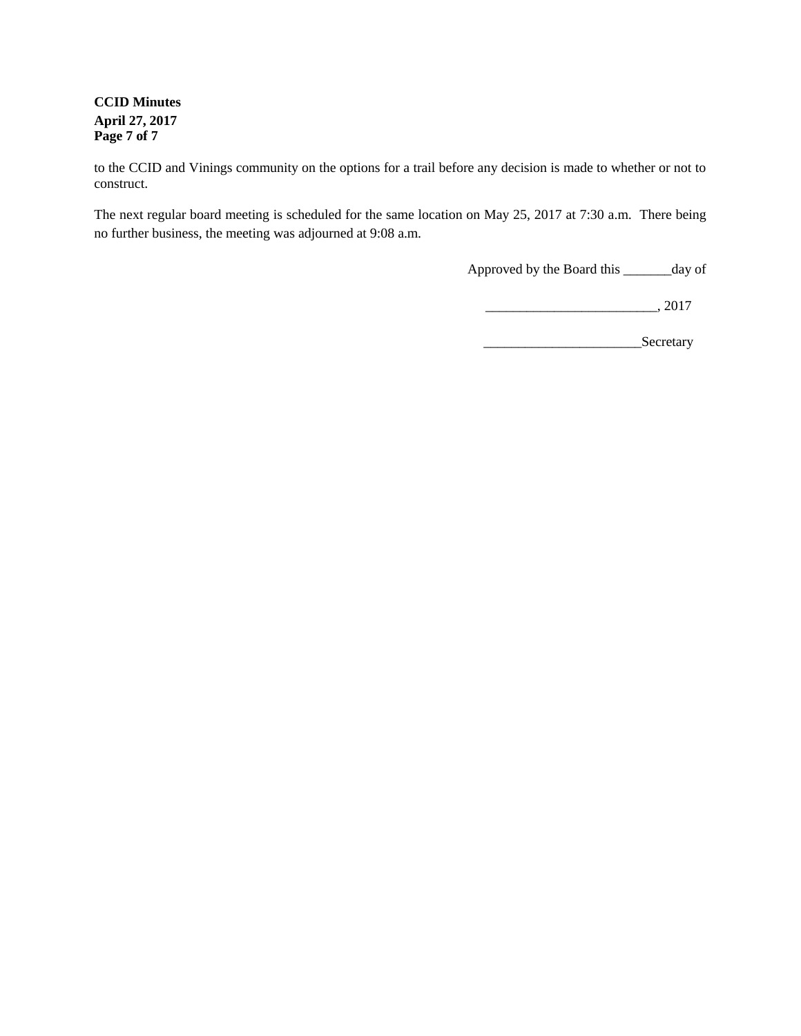to the CCID and Vinings community on the options for a trail before any decision is made to whether or not to construct.

The next regular board meeting is scheduled for the same location on May 25, 2017 at 7:30 a.m. There being no further business, the meeting was adjourned at 9:08 a.m.

Approved by the Board this _______day of

_________________________, 2017

_______________________Secretary